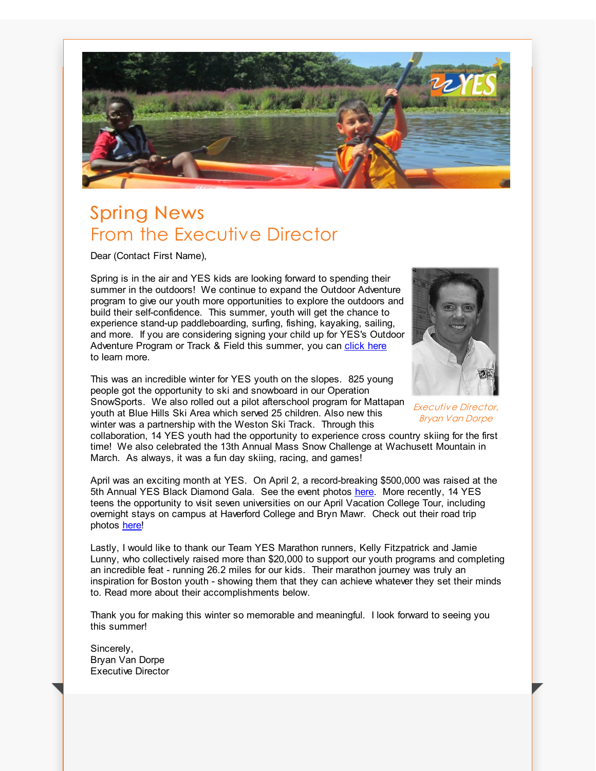# Spring News
## From the Executive Director

Dear (Contact First Name),

Spring is in the air and YES kids are looking forward to spending their summer in the outdoors! We continue to expand the Outdoor Adventure program to give our youth more opportunities to explore the outdoors and build their self-confidence. This summer, youth will get the chance to experience stand-up paddleboarding, surfing, fishing, kayaking, sailing, and more. If you are considering signing your child up for YES's Outdoor Adventure Program or Track & Field this summer, you can click here to learn more.

*Executive Director, Bryan Van Dorpe*

This was an incredible winter for YES youth on the slopes. 825 young people got the opportunity to ski and snowboard in our Operation SnowSports. We also rolled out a pilot afterschool program for Mattapan youth at Blue Hills Ski Area which served 25 children. Also new this winter was a partnership with the Weston Ski Track. Through this collaboration, 14 YES youth had the opportunity to experience cross country skiing for the first time! We also celebrated the 13th Annual Mass Snow Challenge at Wachusett Mountain in March. As always, it was a fun day skiing, racing, and games!

April was an exciting month at YES. On April 2, a record-breaking $500,000 was raised at the 5th Annual YES Black Diamond Gala. See the event photos here. More recently, 14 YES teens the opportunity to visit seven universities on our April Vacation College Tour, including overnight stays on campus at Haverford College and Bryn Mawr. Check out their road trip photos here!

Lastly, I would like to thank our Team YES Marathon runners, Kelly Fitzpatrick and Jamie Lunny, who collectively raised more than $20,000 to support our youth programs and completing an incredible feat - running 26.2 miles for our kids. Their marathon journey was truly an inspiration for Boston youth - showing them that they can achieve whatever they set their minds to. Read more about their accomplishments below.

Thank you for making this winter so memorable and meaningful. I look forward to seeing you this summer!

Sincerely,
Bryan Van Dorpe
Executive Director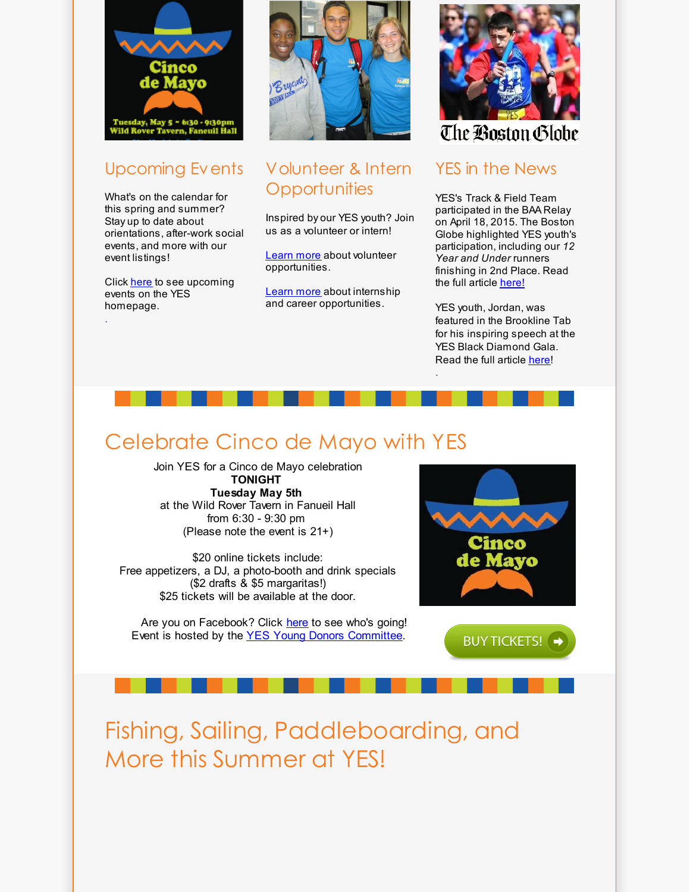## Upcoming Events

What's on the calendar for this spring and summer? Stay up to date about orientations, after-work social events, and more with our event listings!

Click here to see upcoming events on the YES homepage.

.

## Volunteer & Intern Opportunities

Inspired by our YES youth? Join us as a volunteer or intern!

Learn more about volunteer opportunities.

Learn more about internship and career opportunities.

## YES in the News

YES's Track & Field Team participated in the BAA Relay on April 18, 2015. The Boston Globe highlighted YES youth's participation, including our *12 Year and Under* runners finishing in 2nd Place. Read the full article here!

YES youth, Jordan, was featured in the Brookline Tab for his inspiring speech at the YES Black Diamond Gala. Read the full article here!

.

## Celebrate Cinco de Mayo with YES

Join YES for a Cinco de Mayo celebration
**TONIGHT**
**Tuesday May 5th**
at the Wild Rover Tavern in Faneuil Hall
from 6:30 - 9:30 pm
(Please note the event is 21+)

$20 online tickets include:
Free appetizers, a DJ, a photo-booth and drink specials
($2 drafts & $5 margaritas!)
$25 tickets will be available at the door.

Are you on Facebook? Click here to see who's going!
Event is hosted by the YES Young Donors Committee.

BUY TICKETS!

## Fishing, Sailing, Paddleboarding, and More this Summer at YES!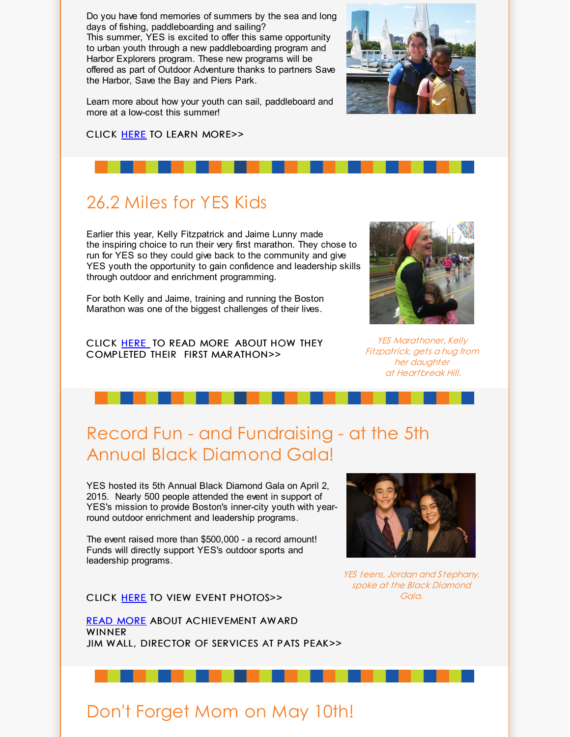Do you have fond memories of summers by the sea and long days of fishing, paddleboarding and sailing?
This summer, YES is excited to offer this same opportunity to urban youth through a new paddleboarding program and Harbor Explorers program. These new programs will be offered as part of Outdoor Adventure thanks to partners Save the Harbor, Save the Bay and Piers Park.

Learn more about how your youth can sail, paddleboard and more at a low-cost this summer!

CLICK HERE TO LEARN MORE>>

## 26.2 Miles for YES Kids

Earlier this year, Kelly Fitzpatrick and Jaime Lunny made the inspiring choice to run their very first marathon. They chose to run for YES so they could give back to the community and give YES youth the opportunity to gain confidence and leadership skills through outdoor and enrichment programming.

For both Kelly and Jaime, training and running the Boston Marathon was one of the biggest challenges of their lives.

CLICK HERE TO READ MORE ABOUT HOW THEY COMPLETED THEIR FIRST MARATHON>>

*YES Marathoner, Kelly Fitzpatrick, gets a hug from her daughter at Heartbreak Hill.*

## Record Fun - and Fundraising - at the 5th Annual Black Diamond Gala!

YES hosted its 5th Annual Black Diamond Gala on April 2, 2015. Nearly 500 people attended the event in support of YES's mission to provide Boston's inner-city youth with year-round outdoor enrichment and leadership programs.

The event raised more than $500,000 - a record amount! Funds will directly support YES's outdoor sports and leadership programs.

*YES teens, Jordan and Stephany, spoke at the Black Diamond Gala.*

CLICK HERE TO VIEW EVENT PHOTOS>>

READ MORE ABOUT ACHIEVEMENT AWARD WINNER
JIM WALL, DIRECTOR OF SERVICES AT PATS PEAK>>

## Don't Forget Mom on May 10th!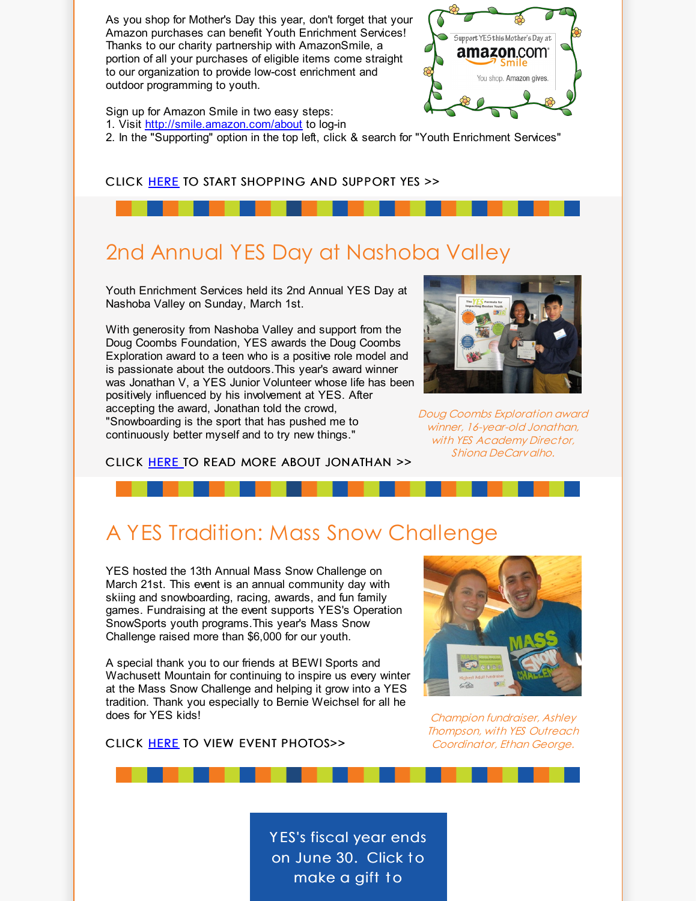As you shop for Mother's Day this year, don't forget that your Amazon purchases can benefit Youth Enrichment Services! Thanks to our charity partnership with AmazonSmile, a portion of all your purchases of eligible items come straight to our organization to provide low-cost enrichment and outdoor programming to youth.

Sign up for Amazon Smile in two easy steps:
1. Visit http://smile.amazon.com/about to log-in
2. In the "Supporting" option in the top left, click & search for "Youth Enrichment Services"

CLICK HERE TO START SHOPPING AND SUPPORT YES >>

## 2nd Annual YES Day at Nashoba Valley

Youth Enrichment Services held its 2nd Annual YES Day at Nashoba Valley on Sunday, March 1st.

With generosity from Nashoba Valley and support from the Doug Coombs Foundation, YES awards the Doug Coombs Exploration award to a teen who is a positive role model and is passionate about the outdoors. This year's award winner was Jonathan V, a YES Junior Volunteer whose life has been positively influenced by his involvement at YES. After accepting the award, Jonathan told the crowd, "Snowboarding is the sport that has pushed me to continuously better myself and to try new things."

*Doug Coombs Exploration award winner, 16-year-old Jonathan, with YES Academy Director, Shiona DeCarvalho.*

CLICK HERE TO READ MORE ABOUT JONATHAN >>

## A YES Tradition: Mass Snow Challenge

YES hosted the 13th Annual Mass Snow Challenge on March 21st. This event is an annual community day with skiing and snowboarding, racing, awards, and fun family games. Fundraising at the event supports YES's Operation SnowSports youth programs. This year's Mass Snow Challenge raised more than $6,000 for our youth.

A special thank you to our friends at BEWI Sports and Wachusett Mountain for continuing to inspire us every winter at the Mass Snow Challenge and helping it grow into a YES tradition. Thank you especially to Bernie Weichsel for all he does for YES kids!

*Champion fundraiser, Ashley Thompson, with YES Outreach Coordinator, Ethan George.*

CLICK HERE TO VIEW EVENT PHOTOS>>

YES's fiscal year ends on June 30. Click to make a gift to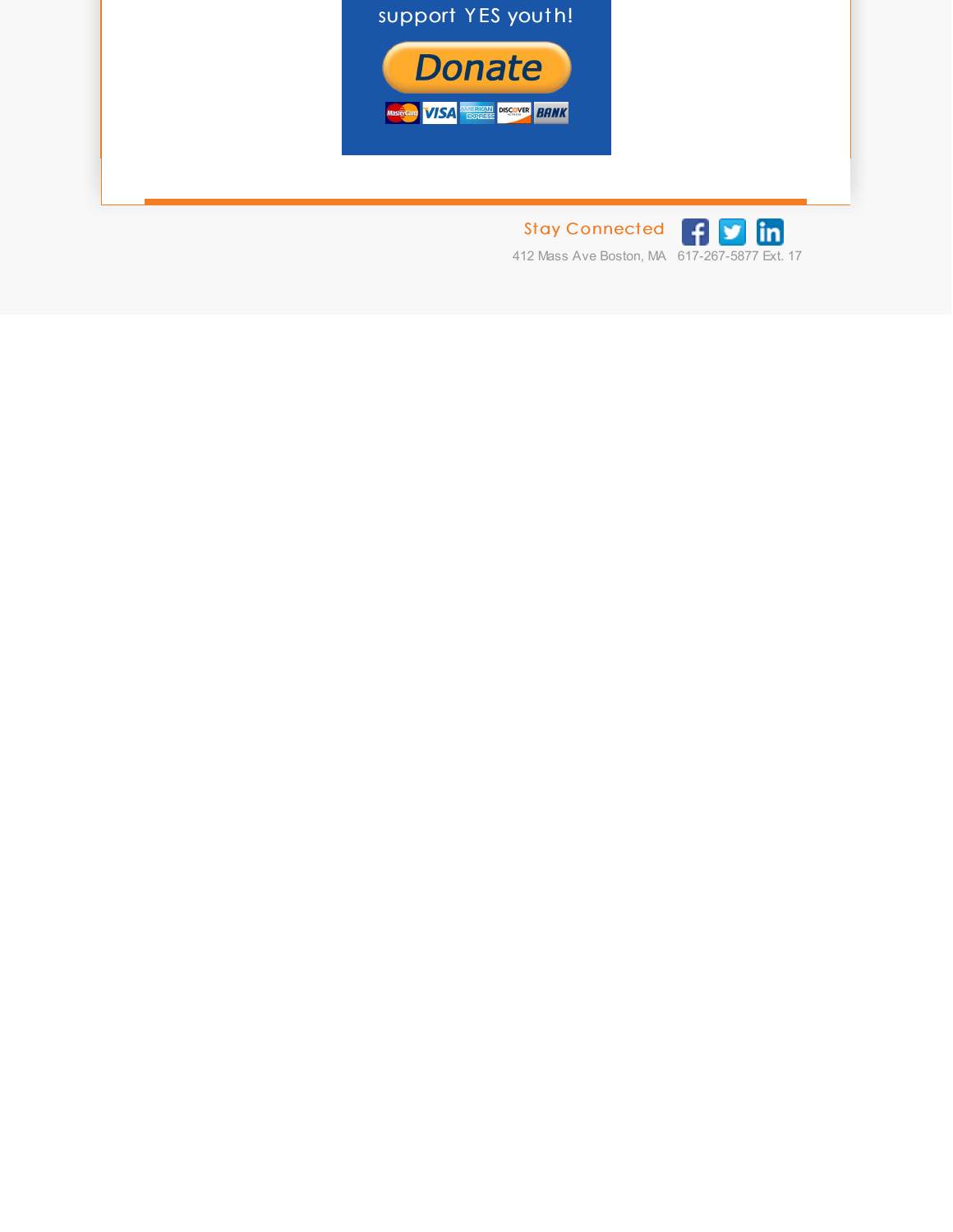support YES youth!

Donate

Stay Connected

412 Mass Ave Boston, MA 617-267-5877 Ext. 17